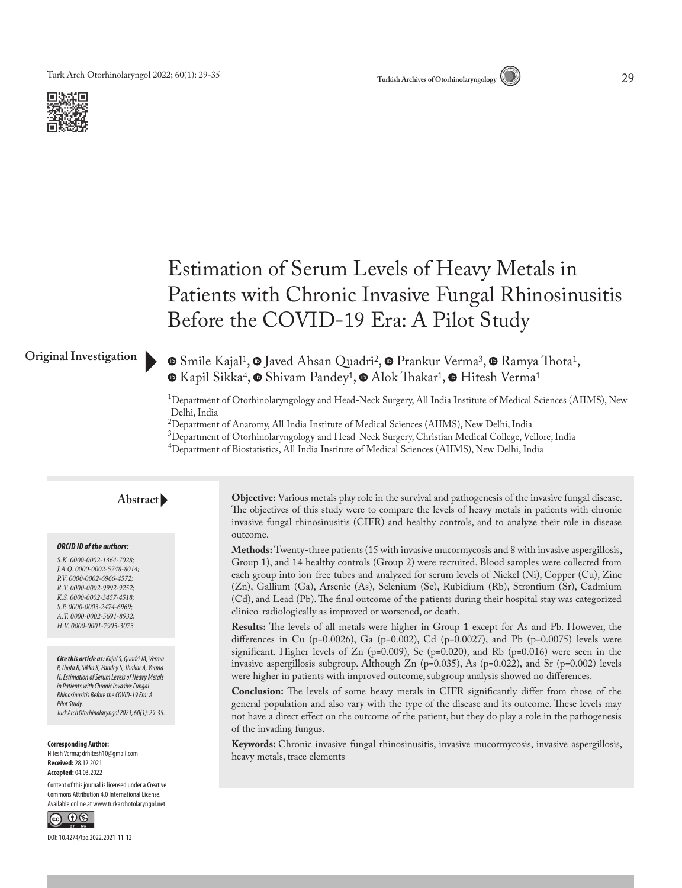# Estimation of Serum Levels of Heavy Metals in Patients with Chronic Invasive Fungal Rhinosinusitis Before the COVID-19 Era: A Pilot Study

**Original Investigation**

Smile Kajal[1], Javed Ahsan Quadri[2], Prankur Verma[3], Ramya Thota[1], Kapil Sikka[4], Shivam Pandey[1], Alok Thakar[1], Hitesh Verma[1]

[1]Department of Otorhinolaryngology and Head-Neck Surgery, All India Institute of Medical Sciences (AIIMS), New Delhi, India
[2]Department of Anatomy, All India Institute of Medical Sciences (AIIMS), New Delhi, India
[3]Department of Otorhinolaryngology and Head-Neck Surgery, Christian Medical College, Vellore, India
[4]Department of Biostatistics, All India Institute of Medical Sciences (AIIMS), New Delhi, India

## Abstract

**Objective:** Various metals play role in the survival and pathogenesis of the invasive fungal disease. The objectives of this study were to compare the levels of heavy metals in patients with chronic invasive fungal rhinosinusitis (CIFR) and healthy controls, and to analyze their role in disease outcome.

**Methods:** Twenty-three patients (15 with invasive mucormycosis and 8 with invasive aspergillosis, Group 1), and 14 healthy controls (Group 2) were recruited. Blood samples were collected from each group into ion-free tubes and analyzed for serum levels of Nickel (Ni), Copper (Cu), Zinc (Zn), Gallium (Ga), Arsenic (As), Selenium (Se), Rubidium (Rb), Strontium (Sr), Cadmium (Cd), and Lead (Pb). The final outcome of the patients during their hospital stay was categorized clinico-radiologically as improved or worsened, or death.

**Results:** The levels of all metals were higher in Group 1 except for As and Pb. However, the differences in Cu ($p=0.0026$), Ga ($p=0.002$), Cd ($p=0.0027$), and Pb ($p=0.0075$) levels were significant. Higher levels of Zn ($p=0.009$), Se ($p=0.020$), and Rb ($p=0.016$) were seen in the invasive aspergillosis subgroup. Although Zn ($p=0.035$), As ($p=0.022$), and Sr ($p=0.002$) levels were higher in patients with improved outcome, subgroup analysis showed no differences.

**Conclusion:** The levels of some heavy metals in CIFR significantly differ from those of the general population and also vary with the type of the disease and its outcome. These levels may not have a direct effect on the outcome of the patient, but they do play a role in the pathogenesis of the invading fungus.

**Keywords:** Chronic invasive fungal rhinosinusitis, invasive mucormycosis, invasive aspergillosis, heavy metals, trace elements

***ORCID ID of the authors:***

*S.K. 0000-0002-1364-7028;*
*J.A.Q. 0000-0002-5748-8014;*
*P.V. 0000-0002-6966-4572;*
*R.T. 0000-0002-9992-9252;*
*K.S. 0000-0002-3457-4518;*
*S.P. 0000-0003-2474-6969;*
*A.T. 0000-0002-5691-8932;*
*H.V. 0000-0001-7905-3073.*

***Cite this article as:*** *Kajal S, Quadri JA, Verma P, Thota R, Sikka K, Pandey S, Thakar A, Verma H. Estimation of Serum Levels of Heavy Metals in Patients with Chronic Invasive Fungal Rhinosinusitis Before the COVID-19 Era: A Pilot Study. Turk Arch Otorhinolaryngol 2021; 60(1): 29-35.*

**Corresponding Author:**
Hitesh Verma; drhitesh10@gmail.com
**Received:** 28.12.2021
**Accepted:** 04.03.2022

Content of this journal is licensed under a Creative Commons Attribution 4.0 International License. Available online at www.turkarchotolaryngol.net

DOI: 10.4274/tao.2022.2021-11-12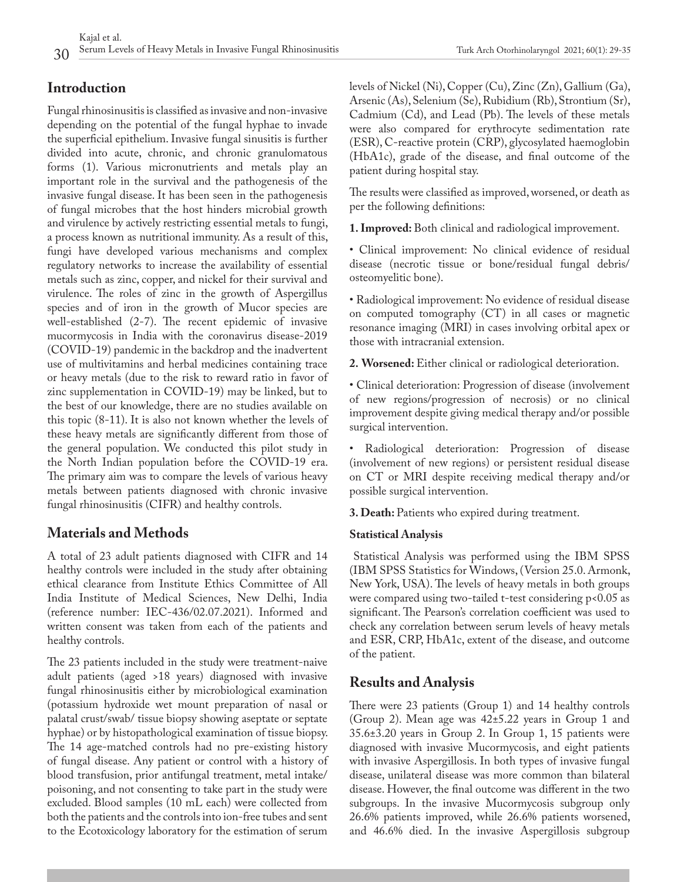## Introduction

Fungal rhinosinusitis is classified as invasive and non-invasive depending on the potential of the fungal hyphae to invade the superficial epithelium. Invasive fungal sinusitis is further divided into acute, chronic, and chronic granulomatous forms (1). Various micronutrients and metals play an important role in the survival and the pathogenesis of the invasive fungal disease. It has been seen in the pathogenesis of fungal microbes that the host hinders microbial growth and virulence by actively restricting essential metals to fungi, a process known as nutritional immunity. As a result of this, fungi have developed various mechanisms and complex regulatory networks to increase the availability of essential metals such as zinc, copper, and nickel for their survival and virulence. The roles of zinc in the growth of Aspergillus species and of iron in the growth of Mucor species are well-established (2-7). The recent epidemic of invasive mucormycosis in India with the coronavirus disease-2019 (COVID-19) pandemic in the backdrop and the inadvertent use of multivitamins and herbal medicines containing trace or heavy metals (due to the risk to reward ratio in favor of zinc supplementation in COVID-19) may be linked, but to the best of our knowledge, there are no studies available on this topic (8-11). It is also not known whether the levels of these heavy metals are significantly different from those of the general population. We conducted this pilot study in the North Indian population before the COVID-19 era. The primary aim was to compare the levels of various heavy metals between patients diagnosed with chronic invasive fungal rhinosinusitis (CIFR) and healthy controls.

## Materials and Methods

A total of 23 adult patients diagnosed with CIFR and 14 healthy controls were included in the study after obtaining ethical clearance from Institute Ethics Committee of All India Institute of Medical Sciences, New Delhi, India (reference number: IEC-436/02.07.2021). Informed and written consent was taken from each of the patients and healthy controls.

The 23 patients included in the study were treatment-naive adult patients (aged >18 years) diagnosed with invasive fungal rhinosinusitis either by microbiological examination (potassium hydroxide wet mount preparation of nasal or palatal crust/swab/ tissue biopsy showing aseptate or septate hyphae) or by histopathological examination of tissue biopsy. The 14 age-matched controls had no pre-existing history of fungal disease. Any patient or control with a history of blood transfusion, prior antifungal treatment, metal intake/ poisoning, and not consenting to take part in the study were excluded. Blood samples (10 mL each) were collected from both the patients and the controls into ion-free tubes and sent to the Ecotoxicology laboratory for the estimation of serum levels of Nickel (Ni), Copper (Cu), Zinc (Zn), Gallium (Ga), Arsenic (As), Selenium (Se), Rubidium (Rb), Strontium (Sr), Cadmium (Cd), and Lead (Pb). The levels of these metals were also compared for erythrocyte sedimentation rate (ESR), C-reactive protein (CRP), glycosylated haemoglobin (HbA1c), grade of the disease, and final outcome of the patient during hospital stay.

The results were classified as improved, worsened, or death as per the following definitions:

**1. Improved:** Both clinical and radiological improvement.

• Clinical improvement: No clinical evidence of residual disease (necrotic tissue or bone/residual fungal debris/ osteomyelitic bone).

• Radiological improvement: No evidence of residual disease on computed tomography (CT) in all cases or magnetic resonance imaging (MRI) in cases involving orbital apex or those with intracranial extension.

**2. Worsened:** Either clinical or radiological deterioration.

• Clinical deterioration: Progression of disease (involvement of new regions/progression of necrosis) or no clinical improvement despite giving medical therapy and/or possible surgical intervention.

• Radiological deterioration: Progression of disease (involvement of new regions) or persistent residual disease on CT or MRI despite receiving medical therapy and/or possible surgical intervention.

**3. Death:** Patients who expired during treatment.

### Statistical Analysis

Statistical Analysis was performed using the IBM SPSS (IBM SPSS Statistics for Windows, (Version 25.0. Armonk, New York, USA). The levels of heavy metals in both groups were compared using two-tailed t-test considering $p<0.05$ as significant. The Pearson's correlation coefficient was used to check any correlation between serum levels of heavy metals and ESR, CRP, HbA1c, extent of the disease, and outcome of the patient.

## Results and Analysis

There were 23 patients (Group 1) and 14 healthy controls (Group 2). Mean age was 42±5.22 years in Group 1 and 35.6±3.20 years in Group 2. In Group 1, 15 patients were diagnosed with invasive Mucormycosis, and eight patients with invasive Aspergillosis. In both types of invasive fungal disease, unilateral disease was more common than bilateral disease. However, the final outcome was different in the two subgroups. In the invasive Mucormycosis subgroup only 26.6% patients improved, while 26.6% patients worsened, and 46.6% died. In the invasive Aspergillosis subgroup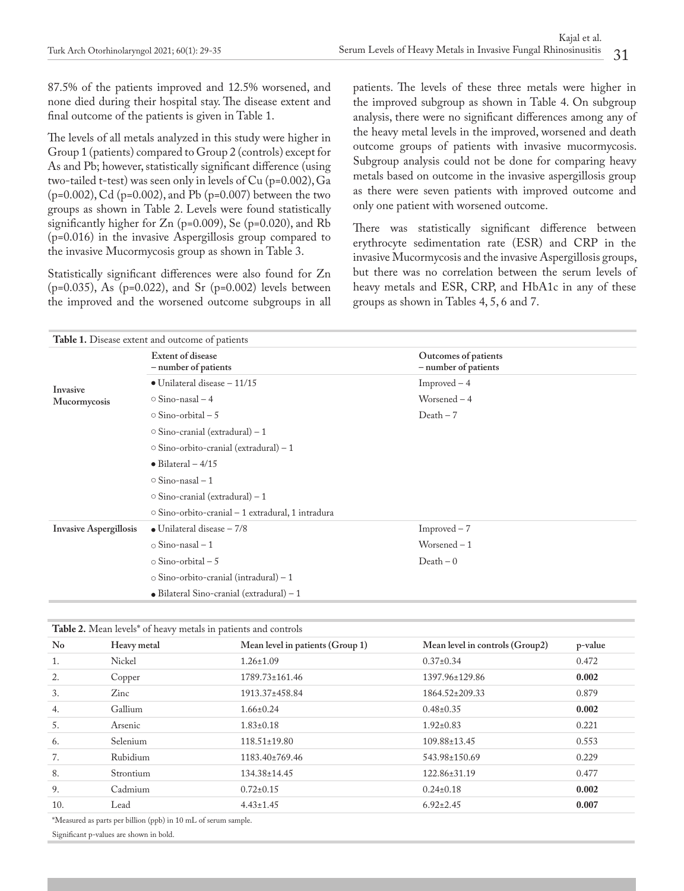87.5% of the patients improved and 12.5% worsened, and none died during their hospital stay. The disease extent and final outcome of the patients is given in Table 1.

The levels of all metals analyzed in this study were higher in Group 1 (patients) compared to Group 2 (controls) except for As and Pb; however, statistically significant difference (using two-tailed t-test) was seen only in levels of Cu (p=0.002), Ga (p=0.002), Cd (p=0.002), and Pb (p=0.007) between the two groups as shown in Table 2. Levels were found statistically significantly higher for Zn (p=0.009), Se (p=0.020), and Rb (p=0.016) in the invasive Aspergillosis group compared to the invasive Mucormycosis group as shown in Table 3.

Statistically significant differences were also found for Zn (p=0.035), As (p=0.022), and Sr (p=0.002) levels between the improved and the worsened outcome subgroups in all patients. The levels of these three metals were higher in the improved subgroup as shown in Table 4. On subgroup analysis, there were no significant differences among any of the heavy metal levels in the improved, worsened and death outcome groups of patients with invasive mucormycosis. Subgroup analysis could not be done for comparing heavy metals based on outcome in the invasive aspergillosis group as there were seven patients with improved outcome and only one patient with worsened outcome.

There was statistically significant difference between erythrocyte sedimentation rate (ESR) and CRP in the invasive Mucormycosis and the invasive Aspergillosis groups, but there was no correlation between the serum levels of heavy metals and ESR, CRP, and HbA1c in any of these groups as shown in Tables 4, 5, 6 and 7.

**Table 1.** Disease extent and outcome of patients

| | Extent of disease – number of patients | Outcomes of patients – number of patients |
|---|---|---|
| **Invasive Mucormycosis** | ● Unilateral disease – 11/15 | Improved – 4 |
| | ○ Sino-nasal – 4 | Worsened – 4 |
| | ○ Sino-orbital – 5 | Death – 7 |
| | ○ Sino-cranial (extradural) – 1 | |
| | ○ Sino-orbito-cranial (extradural) – 1 | |
| | ● Bilateral – 4/15 | |
| | ○ Sino-nasal – 1 | |
| | ○ Sino-cranial (extradural) – 1 | |
| | ○ Sino-orbito-cranial – 1 extradural, 1 intradura | |
| **Invasive Aspergillosis** | ● Unilateral disease – 7/8 | Improved – 7 |
| | ○ Sino-nasal – 1 | Worsened – 1 |
| | ○ Sino-orbital – 5 | Death – 0 |
| | ○ Sino-orbito-cranial (intradural) – 1 | |
| | ● Bilateral Sino-cranial (extradural) – 1 | |

**Table 2.** Mean levels* of heavy metals in patients and controls

| No | Heavy metal | Mean level in patients (Group 1) | Mean level in controls (Group2) | p-value |
|---|---|---|---|---|
| 1. | Nickel | 1.26±1.09 | 0.37±0.34 | 0.472 |
| 2. | Copper | 1789.73±161.46 | 1397.96±129.86 | **0.002** |
| 3. | Zinc | 1913.37±458.84 | 1864.52±209.33 | 0.879 |
| 4. | Gallium | 1.66±0.24 | 0.48±0.35 | **0.002** |
| 5. | Arsenic | 1.83±0.18 | 1.92±0.83 | 0.221 |
| 6. | Selenium | 118.51±19.80 | 109.88±13.45 | 0.553 |
| 7. | Rubidium | 1183.40±769.46 | 543.98±150.69 | 0.229 |
| 8. | Strontium | 134.38±14.45 | 122.86±31.19 | 0.477 |
| 9. | Cadmium | 0.72±0.15 | 0.24±0.18 | **0.002** |
| 10. | Lead | 4.43±1.45 | 6.92±2.45 | **0.007** |

*Measured as parts per billion (ppb) in 10 mL of serum sample.

Significant p-values are shown in bold.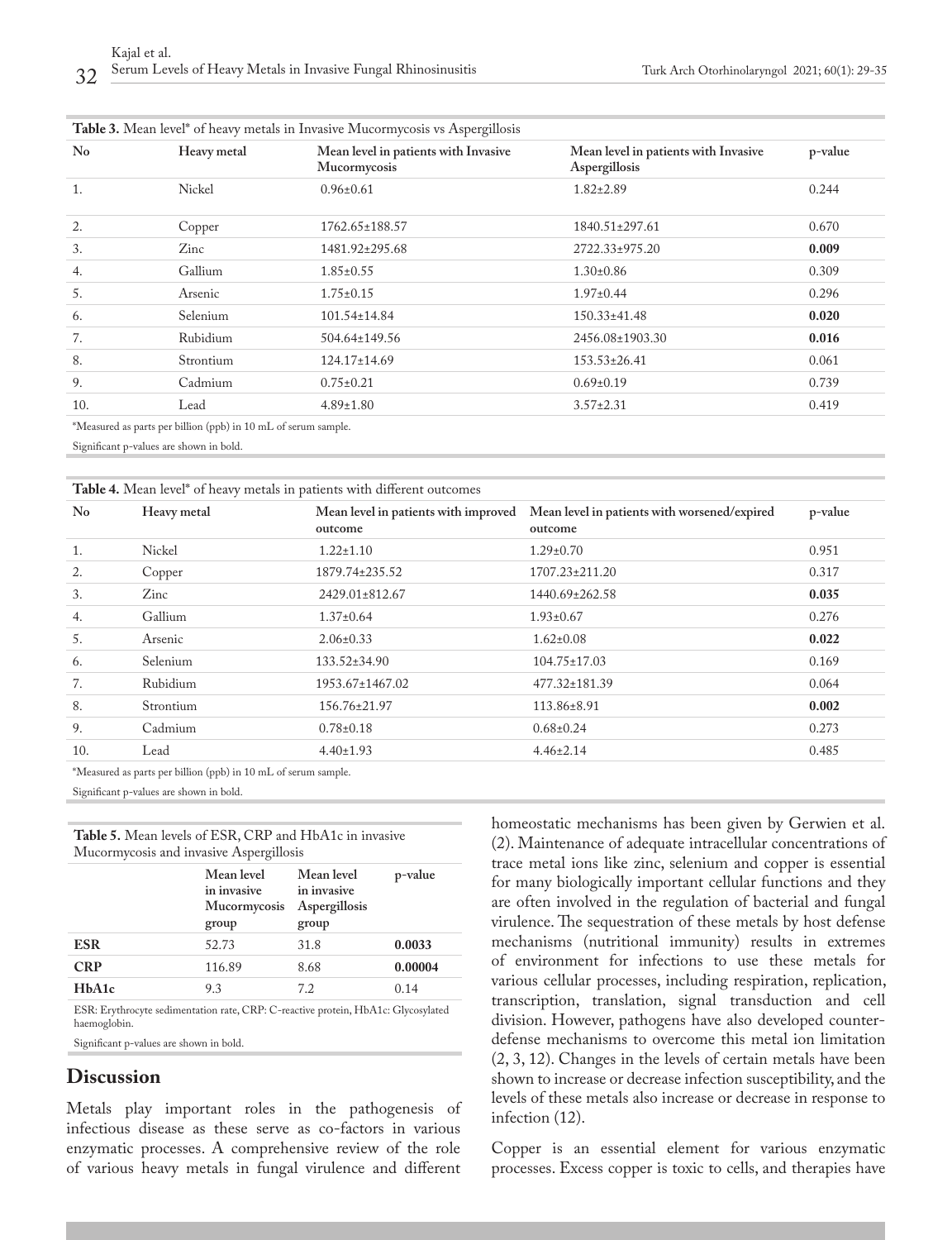**Table 3.** Mean level* of heavy metals in Invasive Mucormycosis vs Aspergillosis

| No | Heavy metal | Mean level in patients with Invasive Mucormycosis | Mean level in patients with Invasive Aspergillosis | p-value |
|---|---|---|---|---|
| 1. | Nickel | 0.96±0.61 | 1.82±2.89 | 0.244 |
| 2. | Copper | 1762.65±188.57 | 1840.51±297.61 | 0.670 |
| 3. | Zinc | 1481.92±295.68 | 2722.33±975.20 | **0.009** |
| 4. | Gallium | 1.85±0.55 | 1.30±0.86 | 0.309 |
| 5. | Arsenic | 1.75±0.15 | 1.97±0.44 | 0.296 |
| 6. | Selenium | 101.54±14.84 | 150.33±41.48 | **0.020** |
| 7. | Rubidium | 504.64±149.56 | 2456.08±1903.30 | **0.016** |
| 8. | Strontium | 124.17±14.69 | 153.53±26.41 | 0.061 |
| 9. | Cadmium | 0.75±0.21 | 0.69±0.19 | 0.739 |
| 10. | Lead | 4.89±1.80 | 3.57±2.31 | 0.419 |

*Measured as parts per billion (ppb) in 10 mL of serum sample.

Significant p-values are shown in bold.

**Table 4.** Mean level* of heavy metals in patients with different outcomes

| No | Heavy metal | Mean level in patients with improved outcome | Mean level in patients with worsened/expired outcome | p-value |
|---|---|---|---|---|
| 1. | Nickel | 1.22±1.10 | 1.29±0.70 | 0.951 |
| 2. | Copper | 1879.74±235.52 | 1707.23±211.20 | 0.317 |
| 3. | Zinc | 2429.01±812.67 | 1440.69±262.58 | **0.035** |
| 4. | Gallium | 1.37±0.64 | 1.93±0.67 | 0.276 |
| 5. | Arsenic | 2.06±0.33 | 1.62±0.08 | **0.022** |
| 6. | Selenium | 133.52±34.90 | 104.75±17.03 | 0.169 |
| 7. | Rubidium | 1953.67±1467.02 | 477.32±181.39 | 0.064 |
| 8. | Strontium | 156.76±21.97 | 113.86±8.91 | **0.002** |
| 9. | Cadmium | 0.78±0.18 | 0.68±0.24 | 0.273 |
| 10. | Lead | 4.40±1.93 | 4.46±2.14 | 0.485 |

*Measured as parts per billion (ppb) in 10 mL of serum sample.

Significant p-values are shown in bold.

**Table 5.** Mean levels of ESR, CRP and HbA1c in invasive Mucormycosis and invasive Aspergillosis

| | Mean level in invasive Mucormycosis group | Mean level in invasive Aspergillosis group | p-value |
|---|---|---|---|
| **ESR** | 52.73 | 31.8 | **0.0033** |
| **CRP** | 116.89 | 8.68 | **0.00004** |
| **HbA1c** | 9.3 | 7.2 | 0.14 |

ESR: Erythrocyte sedimentation rate, CRP: C-reactive protein, HbA1c: Glycosylated haemoglobin.

Significant p-values are shown in bold.

## Discussion

Metals play important roles in the pathogenesis of infectious disease as these serve as co-factors in various enzymatic processes. A comprehensive review of the role of various heavy metals in fungal virulence and different homeostatic mechanisms has been given by Gerwien et al. (2). Maintenance of adequate intracellular concentrations of trace metal ions like zinc, selenium and copper is essential for many biologically important cellular functions and they are often involved in the regulation of bacterial and fungal virulence. The sequestration of these metals by host defense mechanisms (nutritional immunity) results in extremes of environment for infections to use these metals for various cellular processes, including respiration, replication, transcription, translation, signal transduction and cell division. However, pathogens have also developed counter-defense mechanisms to overcome this metal ion limitation (2, 3, 12). Changes in the levels of certain metals have been shown to increase or decrease infection susceptibility, and the levels of these metals also increase or decrease in response to infection (12).

Copper is an essential element for various enzymatic processes. Excess copper is toxic to cells, and therapies have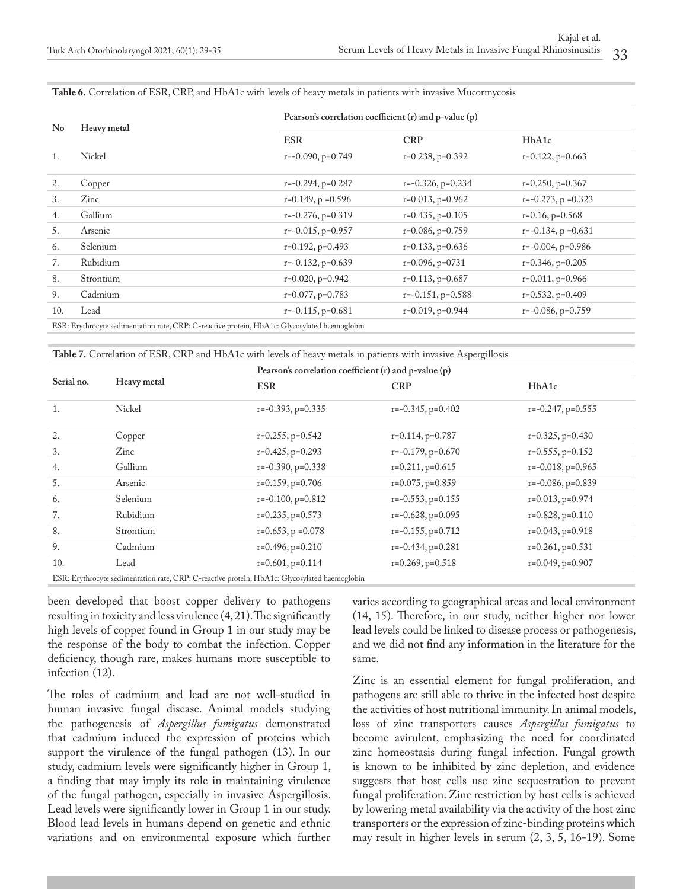**Table 6.** Correlation of ESR, CRP, and HbA1c with levels of heavy metals in patients with invasive Mucormycosis

| No | Heavy metal | Pearson's correlation coefficient (r) and p-value (p) | | |
|---|---|---|---|---|
| | | ESR | CRP | HbA1c |
| 1. | Nickel | r=-0.090, p=0.749 | r=0.238, p=0.392 | r=0.122, p=0.663 |
| 2. | Copper | r=-0.294, p=0.287 | r=-0.326, p=0.234 | r=0.250, p=0.367 |
| 3. | Zinc | r=0.149, p =0.596 | r=0.013, p=0.962 | r=-0.273, p =0.323 |
| 4. | Gallium | r=-0.276, p=0.319 | r=0.435, p=0.105 | r=0.16, p=0.568 |
| 5. | Arsenic | r=-0.015, p=0.957 | r=0.086, p=0.759 | r=-0.134, p =0.631 |
| 6. | Selenium | r=0.192, p=0.493 | r=0.133, p=0.636 | r=-0.004, p=0.986 |
| 7. | Rubidium | r=-0.132, p=0.639 | r=0.096, p=0731 | r=0.346, p=0.205 |
| 8. | Strontium | r=0.020, p=0.942 | r=0.113, p=0.687 | r=0.011, p=0.966 |
| 9. | Cadmium | r=0.077, p=0.783 | r=-0.151, p=0.588 | r=0.532, p=0.409 |
| 10. | Lead | r=-0.115, p=0.681 | r=0.019, p=0.944 | r=-0.086, p=0.759 |

ESR: Erythrocyte sedimentation rate, CRP: C-reactive protein, HbA1c: Glycosylated haemoglobin

**Table 7.** Correlation of ESR, CRP and HbA1c with levels of heavy metals in patients with invasive Aspergillosis

| Serial no. | Heavy metal | Pearson's correlation coefficient (r) and p-value (p) | | |
|---|---|---|---|---|
| | | ESR | CRP | HbA1c |
| 1. | Nickel | r=-0.393, p=0.335 | r=-0.345, p=0.402 | r=-0.247, p=0.555 |
| 2. | Copper | r=0.255, p=0.542 | r=0.114, p=0.787 | r=0.325, p=0.430 |
| 3. | Zinc | r=0.425, p=0.293 | r=-0.179, p=0.670 | r=0.555, p=0.152 |
| 4. | Gallium | r=-0.390, p=0.338 | r=0.211, p=0.615 | r=-0.018, p=0.965 |
| 5. | Arsenic | r=0.159, p=0.706 | r=0.075, p=0.859 | r=-0.086, p=0.839 |
| 6. | Selenium | r=-0.100, p=0.812 | r=-0.553, p=0.155 | r=0.013, p=0.974 |
| 7. | Rubidium | r=0.235, p=0.573 | r=-0.628, p=0.095 | r=0.828, p=0.110 |
| 8. | Strontium | r=0.653, p =0.078 | r=-0.155, p=0.712 | r=0.043, p=0.918 |
| 9. | Cadmium | r=0.496, p=0.210 | r=-0.434, p=0.281 | r=0.261, p=0.531 |
| 10. | Lead | r=0.601, p=0.114 | r=0.269, p=0.518 | r=0.049, p=0.907 |

ESR: Erythrocyte sedimentation rate, CRP: C-reactive protein, HbA1c: Glycosylated haemoglobin

been developed that boost copper delivery to pathogens resulting in toxicity and less virulence (4, 21). The significantly high levels of copper found in Group 1 in our study may be the response of the body to combat the infection. Copper deficiency, though rare, makes humans more susceptible to infection (12).

The roles of cadmium and lead are not well-studied in human invasive fungal disease. Animal models studying the pathogenesis of *Aspergillus fumigatus* demonstrated that cadmium induced the expression of proteins which support the virulence of the fungal pathogen (13). In our study, cadmium levels were significantly higher in Group 1, a finding that may imply its role in maintaining virulence of the fungal pathogen, especially in invasive Aspergillosis. Lead levels were significantly lower in Group 1 in our study. Blood lead levels in humans depend on genetic and ethnic variations and on environmental exposure which further varies according to geographical areas and local environment (14, 15). Therefore, in our study, neither higher nor lower lead levels could be linked to disease process or pathogenesis, and we did not find any information in the literature for the same.

Zinc is an essential element for fungal proliferation, and pathogens are still able to thrive in the infected host despite the activities of host nutritional immunity. In animal models, loss of zinc transporters causes *Aspergillus fumigatus* to become avirulent, emphasizing the need for coordinated zinc homeostasis during fungal infection. Fungal growth is known to be inhibited by zinc depletion, and evidence suggests that host cells use zinc sequestration to prevent fungal proliferation. Zinc restriction by host cells is achieved by lowering metal availability via the activity of the host zinc transporters or the expression of zinc-binding proteins which may result in higher levels in serum (2, 3, 5, 16-19). Some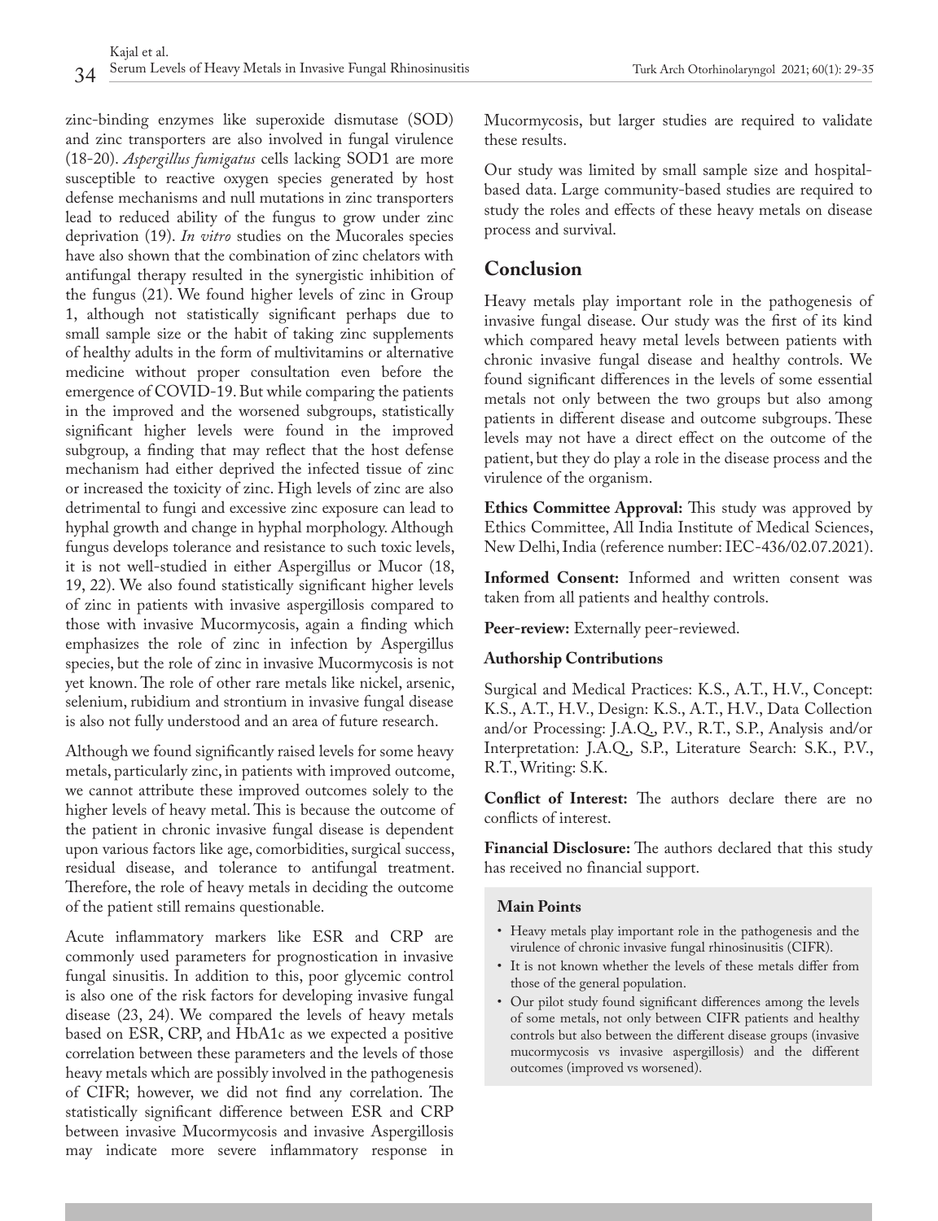zinc-binding enzymes like superoxide dismutase (SOD) and zinc transporters are also involved in fungal virulence (18-20). *Aspergillus fumigatus* cells lacking SOD1 are more susceptible to reactive oxygen species generated by host defense mechanisms and null mutations in zinc transporters lead to reduced ability of the fungus to grow under zinc deprivation (19). *In vitro* studies on the Mucorales species have also shown that the combination of zinc chelators with antifungal therapy resulted in the synergistic inhibition of the fungus (21). We found higher levels of zinc in Group 1, although not statistically significant perhaps due to small sample size or the habit of taking zinc supplements of healthy adults in the form of multivitamins or alternative medicine without proper consultation even before the emergence of COVID-19. But while comparing the patients in the improved and the worsened subgroups, statistically significant higher levels were found in the improved subgroup, a finding that may reflect that the host defense mechanism had either deprived the infected tissue of zinc or increased the toxicity of zinc. High levels of zinc are also detrimental to fungi and excessive zinc exposure can lead to hyphal growth and change in hyphal morphology. Although fungus develops tolerance and resistance to such toxic levels, it is not well-studied in either Aspergillus or Mucor (18, 19, 22). We also found statistically significant higher levels of zinc in patients with invasive aspergillosis compared to those with invasive Mucormycosis, again a finding which emphasizes the role of zinc in infection by Aspergillus species, but the role of zinc in invasive Mucormycosis is not yet known. The role of other rare metals like nickel, arsenic, selenium, rubidium and strontium in invasive fungal disease is also not fully understood and an area of future research.

Although we found significantly raised levels for some heavy metals, particularly zinc, in patients with improved outcome, we cannot attribute these improved outcomes solely to the higher levels of heavy metal. This is because the outcome of the patient in chronic invasive fungal disease is dependent upon various factors like age, comorbidities, surgical success, residual disease, and tolerance to antifungal treatment. Therefore, the role of heavy metals in deciding the outcome of the patient still remains questionable.

Acute inflammatory markers like ESR and CRP are commonly used parameters for prognostication in invasive fungal sinusitis. In addition to this, poor glycemic control is also one of the risk factors for developing invasive fungal disease (23, 24). We compared the levels of heavy metals based on ESR, CRP, and HbA1c as we expected a positive correlation between these parameters and the levels of those heavy metals which are possibly involved in the pathogenesis of CIFR; however, we did not find any correlation. The statistically significant difference between ESR and CRP between invasive Mucormycosis and invasive Aspergillosis may indicate more severe inflammatory response in Mucormycosis, but larger studies are required to validate these results.

Our study was limited by small sample size and hospital-based data. Large community-based studies are required to study the roles and effects of these heavy metals on disease process and survival.

## Conclusion

Heavy metals play important role in the pathogenesis of invasive fungal disease. Our study was the first of its kind which compared heavy metal levels between patients with chronic invasive fungal disease and healthy controls. We found significant differences in the levels of some essential metals not only between the two groups but also among patients in different disease and outcome subgroups. These levels may not have a direct effect on the outcome of the patient, but they do play a role in the disease process and the virulence of the organism.

**Ethics Committee Approval:** This study was approved by Ethics Committee, All India Institute of Medical Sciences, New Delhi, India (reference number: IEC-436/02.07.2021).

**Informed Consent:** Informed and written consent was taken from all patients and healthy controls.

**Peer-review:** Externally peer-reviewed.

**Authorship Contributions**

Surgical and Medical Practices: K.S., A.T., H.V., Concept: K.S., A.T., H.V., Design: K.S., A.T., H.V., Data Collection and/or Processing: J.A.Q., P.V., R.T., S.P., Analysis and/or Interpretation: J.A.Q., S.P., Literature Search: S.K., P.V., R.T., Writing: S.K.

**Conflict of Interest:** The authors declare there are no conflicts of interest.

**Financial Disclosure:** The authors declared that this study has received no financial support.

**Main Points**

- Heavy metals play important role in the pathogenesis and the virulence of chronic invasive fungal rhinosinusitis (CIFR).
- It is not known whether the levels of these metals differ from those of the general population.
- Our pilot study found significant differences among the levels of some metals, not only between CIFR patients and healthy controls but also between the different disease groups (invasive mucormycosis vs invasive aspergillosis) and the different outcomes (improved vs worsened).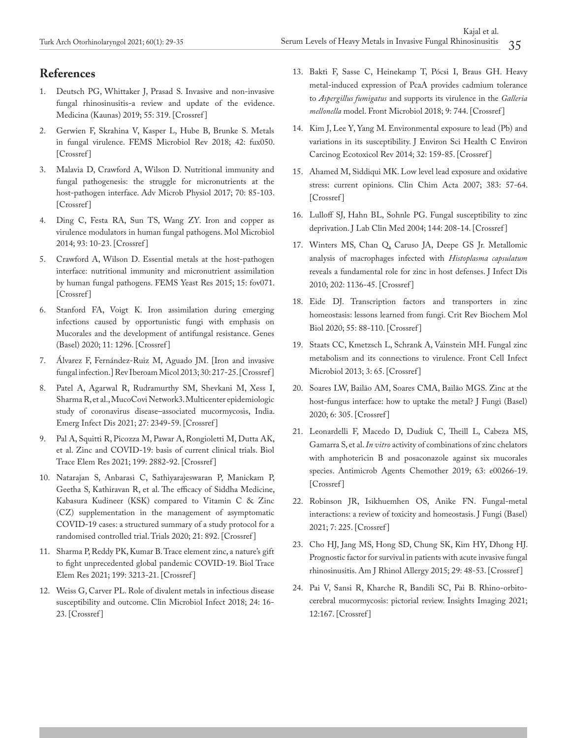## References

1. Deutsch PG, Whittaker J, Prasad S. Invasive and non-invasive fungal rhinosinusitis-a review and update of the evidence. Medicina (Kaunas) 2019; 55: 319. [Crossref]
2. Gerwien F, Skrahina V, Kasper L, Hube B, Brunke S. Metals in fungal virulence. FEMS Microbiol Rev 2018; 42: fux050. [Crossref]
3. Malavia D, Crawford A, Wilson D. Nutritional immunity and fungal pathogenesis: the struggle for micronutrients at the host-pathogen interface. Adv Microb Physiol 2017; 70: 85-103. [Crossref]
4. Ding C, Festa RA, Sun TS, Wang ZY. Iron and copper as virulence modulators in human fungal pathogens. Mol Microbiol 2014; 93: 10-23. [Crossref]
5. Crawford A, Wilson D. Essential metals at the host-pathogen interface: nutritional immunity and micronutrient assimilation by human fungal pathogens. FEMS Yeast Res 2015; 15: fov071. [Crossref]
6. Stanford FA, Voigt K. Iron assimilation during emerging infections caused by opportunistic fungi with emphasis on Mucorales and the development of antifungal resistance. Genes (Basel) 2020; 11: 1296. [Crossref]
7. Álvarez F, Fernández-Ruiz M, Aguado JM. [Iron and invasive fungal infection.] Rev Iberoam Micol 2013; 30: 217-25. [Crossref]
8. Patel A, Agarwal R, Rudramurthy SM, Shevkani M, Xess I, Sharma R, et al., MucoCovi Network3. Multicenter epidemiologic study of coronavirus disease–associated mucormycosis, India. Emerg Infect Dis 2021; 27: 2349-59. [Crossref]
9. Pal A, Squitti R, Picozza M, Pawar A, Rongioletti M, Dutta AK, et al. Zinc and COVID-19: basis of current clinical trials. Biol Trace Elem Res 2021; 199: 2882-92. [Crossref]
10. Natarajan S, Anbarasi C, Sathiyarajeswaran P, Manickam P, Geetha S, Kathiravan R, et al. The efficacy of Siddha Medicine, Kabasura Kudineer (KSK) compared to Vitamin C & Zinc (CZ) supplementation in the management of asymptomatic COVID-19 cases: a structured summary of a study protocol for a randomised controlled trial. Trials 2020; 21: 892. [Crossref]
11. Sharma P, Reddy PK, Kumar B. Trace element zinc, a nature's gift to fight unprecedented global pandemic COVID-19. Biol Trace Elem Res 2021; 199: 3213-21. [Crossref]
12. Weiss G, Carver PL. Role of divalent metals in infectious disease susceptibility and outcome. Clin Microbiol Infect 2018; 24: 16-23. [Crossref]
13. Bakti F, Sasse C, Heinekamp T, Pócsi I, Braus GH. Heavy metal-induced expression of PcaA provides cadmium tolerance to *Aspergillus fumigatus* and supports its virulence in the *Galleria mellonella* model. Front Microbiol 2018; 9: 744. [Crossref]
14. Kim J, Lee Y, Yang M. Environmental exposure to lead (Pb) and variations in its susceptibility. J Environ Sci Health C Environ Carcinog Ecotoxicol Rev 2014; 32: 159-85. [Crossref]
15. Ahamed M, Siddiqui MK. Low level lead exposure and oxidative stress: current opinions. Clin Chim Acta 2007; 383: 57-64. [Crossref]
16. Lulloff SJ, Hahn BL, Sohnle PG. Fungal susceptibility to zinc deprivation. J Lab Clin Med 2004; 144: 208-14. [Crossref]
17. Winters MS, Chan Q, Caruso JA, Deepe GS Jr. Metallomic analysis of macrophages infected with *Histoplasma capsulatum* reveals a fundamental role for zinc in host defenses. J Infect Dis 2010; 202: 1136-45. [Crossref]
18. Eide DJ. Transcription factors and transporters in zinc homeostasis: lessons learned from fungi. Crit Rev Biochem Mol Biol 2020; 55: 88-110. [Crossref]
19. Staats CC, Kmetzsch L, Schrank A, Vainstein MH. Fungal zinc metabolism and its connections to virulence. Front Cell Infect Microbiol 2013; 3: 65. [Crossref]
20. Soares LW, Bailão AM, Soares CMA, Bailão MGS. Zinc at the host-fungus interface: how to uptake the metal? J Fungi (Basel) 2020; 6: 305. [Crossref]
21. Leonardelli F, Macedo D, Dudiuk C, Theill L, Cabeza MS, Gamarra S, et al. *In vitro* activity of combinations of zinc chelators with amphotericin B and posaconazole against six mucorales species. Antimicrob Agents Chemother 2019; 63: e00266-19. [Crossref]
22. Robinson JR, Isikhuemhen OS, Anike FN. Fungal-metal interactions: a review of toxicity and homeostasis. J Fungi (Basel) 2021; 7: 225. [Crossref]
23. Cho HJ, Jang MS, Hong SD, Chung SK, Kim HY, Dhong HJ. Prognostic factor for survival in patients with acute invasive fungal rhinosinusitis. Am J Rhinol Allergy 2015; 29: 48-53. [Crossref]
24. Pai V, Sansi R, Kharche R, Bandili SC, Pai B. Rhino-orbito-cerebral mucormycosis: pictorial review. Insights Imaging 2021; 12:167. [Crossref]